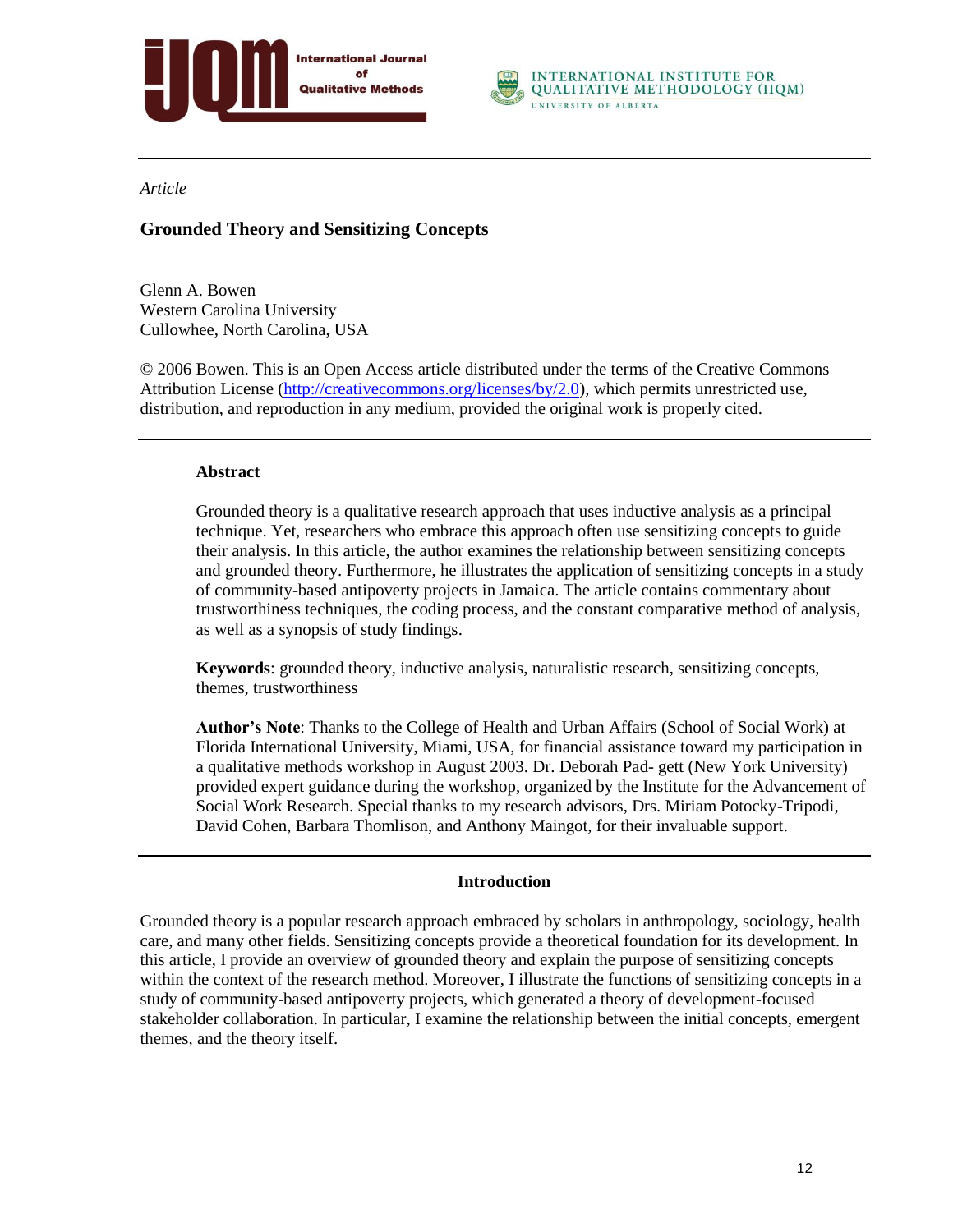*Article*

# Grounded Theory and Sensitizing Concepts

Glenn A. Bowen
Western Carolina University
Cullowhee, North Carolina, USA

© 2006 Bowen. This is an Open Access article distributed under the terms of the Creative Commons Attribution License (http://creativecommons.org/licenses/by/2.0), which permits unrestricted use, distribution, and reproduction in any medium, provided the original work is properly cited.

## Abstract

Grounded theory is a qualitative research approach that uses inductive analysis as a principal technique. Yet, researchers who embrace this approach often use sensitizing concepts to guide their analysis. In this article, the author examines the relationship between sensitizing concepts and grounded theory. Furthermore, he illustrates the application of sensitizing concepts in a study of community-based antipoverty projects in Jamaica. The article contains commentary about trustworthiness techniques, the coding process, and the constant comparative method of analysis, as well as a synopsis of study findings.

**Keywords**: grounded theory, inductive analysis, naturalistic research, sensitizing concepts, themes, trustworthiness

**Author's Note**: Thanks to the College of Health and Urban Affairs (School of Social Work) at Florida International University, Miami, USA, for financial assistance toward my participation in a qualitative methods workshop in August 2003. Dr. Deborah Pad- gett (New York University) provided expert guidance during the workshop, organized by the Institute for the Advancement of Social Work Research. Special thanks to my research advisors, Drs. Miriam Potocky-Tripodi, David Cohen, Barbara Thomlison, and Anthony Maingot, for their invaluable support.

## Introduction

Grounded theory is a popular research approach embraced by scholars in anthropology, sociology, health care, and many other fields. Sensitizing concepts provide a theoretical foundation for its development. In this article, I provide an overview of grounded theory and explain the purpose of sensitizing concepts within the context of the research method. Moreover, I illustrate the functions of sensitizing concepts in a study of community-based antipoverty projects, which generated a theory of development-focused stakeholder collaboration. In particular, I examine the relationship between the initial concepts, emergent themes, and the theory itself.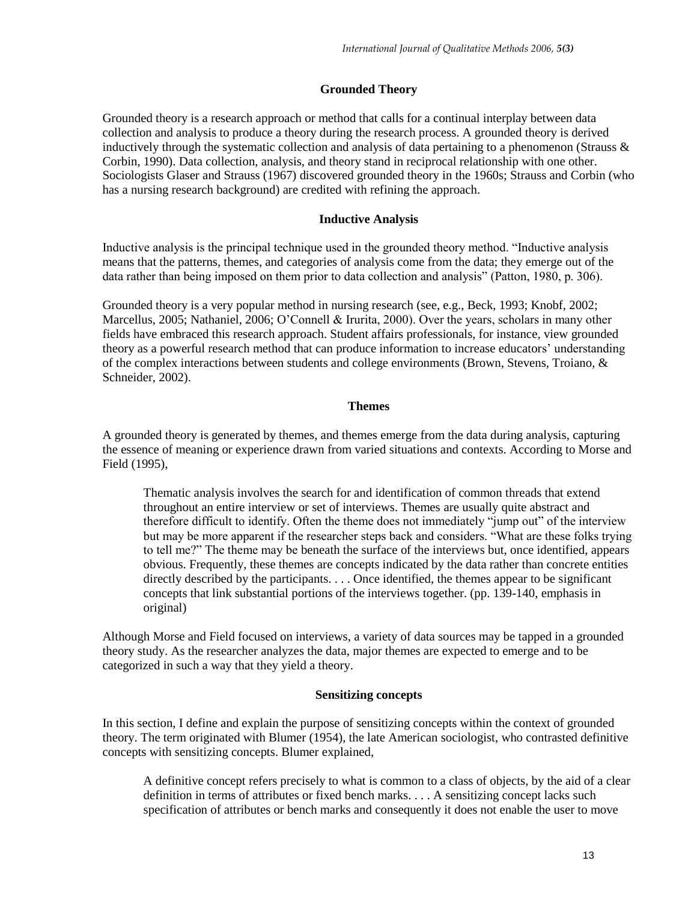## Grounded Theory

Grounded theory is a research approach or method that calls for a continual interplay between data collection and analysis to produce a theory during the research process. A grounded theory is derived inductively through the systematic collection and analysis of data pertaining to a phenomenon (Strauss & Corbin, 1990). Data collection, analysis, and theory stand in reciprocal relationship with one other. Sociologists Glaser and Strauss (1967) discovered grounded theory in the 1960s; Strauss and Corbin (who has a nursing research background) are credited with refining the approach.

## Inductive Analysis

Inductive analysis is the principal technique used in the grounded theory method. "Inductive analysis means that the patterns, themes, and categories of analysis come from the data; they emerge out of the data rather than being imposed on them prior to data collection and analysis" (Patton, 1980, p. 306).

Grounded theory is a very popular method in nursing research (see, e.g., Beck, 1993; Knobf, 2002; Marcellus, 2005; Nathaniel, 2006; O'Connell & Irurita, 2000). Over the years, scholars in many other fields have embraced this research approach. Student affairs professionals, for instance, view grounded theory as a powerful research method that can produce information to increase educators' understanding of the complex interactions between students and college environments (Brown, Stevens, Troiano, & Schneider, 2002).

## Themes

A grounded theory is generated by themes, and themes emerge from the data during analysis, capturing the essence of meaning or experience drawn from varied situations and contexts. According to Morse and Field (1995),

> Thematic analysis involves the search for and identification of common threads that extend throughout an entire interview or set of interviews. Themes are usually quite abstract and therefore difficult to identify. Often the theme does not immediately "jump out" of the interview but may be more apparent if the researcher steps back and considers. "What are these folks trying to tell me?" The theme may be beneath the surface of the interviews but, once identified, appears obvious. Frequently, these themes are concepts indicated by the data rather than concrete entities directly described by the participants. . . . Once identified, the themes appear to be significant concepts that link substantial portions of the interviews together. (pp. 139-140, emphasis in original)

Although Morse and Field focused on interviews, a variety of data sources may be tapped in a grounded theory study. As the researcher analyzes the data, major themes are expected to emerge and to be categorized in such a way that they yield a theory.

## Sensitizing concepts

In this section, I define and explain the purpose of sensitizing concepts within the context of grounded theory. The term originated with Blumer (1954), the late American sociologist, who contrasted definitive concepts with sensitizing concepts. Blumer explained,

> A definitive concept refers precisely to what is common to a class of objects, by the aid of a clear definition in terms of attributes or fixed bench marks. . . . A sensitizing concept lacks such specification of attributes or bench marks and consequently it does not enable the user to move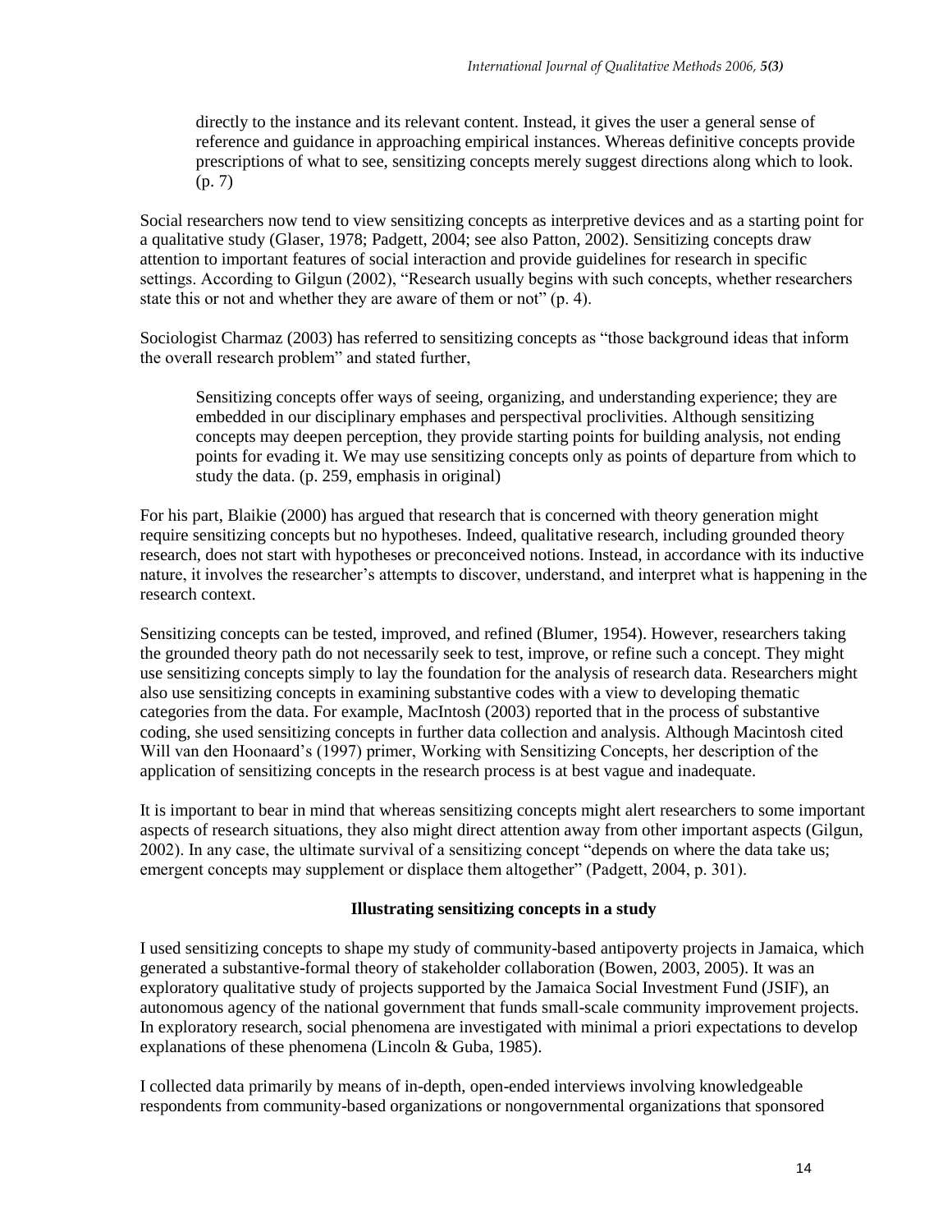> directly to the instance and its relevant content. Instead, it gives the user a general sense of reference and guidance in approaching empirical instances. Whereas definitive concepts provide prescriptions of what to see, sensitizing concepts merely suggest directions along which to look. (p. 7)

Social researchers now tend to view sensitizing concepts as interpretive devices and as a starting point for a qualitative study (Glaser, 1978; Padgett, 2004; see also Patton, 2002). Sensitizing concepts draw attention to important features of social interaction and provide guidelines for research in specific settings. According to Gilgun (2002), "Research usually begins with such concepts, whether researchers state this or not and whether they are aware of them or not" (p. 4).

Sociologist Charmaz (2003) has referred to sensitizing concepts as "those background ideas that inform the overall research problem" and stated further,

> Sensitizing concepts offer ways of seeing, organizing, and understanding experience; they are embedded in our disciplinary emphases and perspectival proclivities. Although sensitizing concepts may deepen perception, they provide starting points for building analysis, not ending points for evading it. We may use sensitizing concepts only as points of departure from which to study the data. (p. 259, emphasis in original)

For his part, Blaikie (2000) has argued that research that is concerned with theory generation might require sensitizing concepts but no hypotheses. Indeed, qualitative research, including grounded theory research, does not start with hypotheses or preconceived notions. Instead, in accordance with its inductive nature, it involves the researcher's attempts to discover, understand, and interpret what is happening in the research context.

Sensitizing concepts can be tested, improved, and refined (Blumer, 1954). However, researchers taking the grounded theory path do not necessarily seek to test, improve, or refine such a concept. They might use sensitizing concepts simply to lay the foundation for the analysis of research data. Researchers might also use sensitizing concepts in examining substantive codes with a view to developing thematic categories from the data. For example, MacIntosh (2003) reported that in the process of substantive coding, she used sensitizing concepts in further data collection and analysis. Although Macintosh cited Will van den Hoonaard's (1997) primer, Working with Sensitizing Concepts, her description of the application of sensitizing concepts in the research process is at best vague and inadequate.

It is important to bear in mind that whereas sensitizing concepts might alert researchers to some important aspects of research situations, they also might direct attention away from other important aspects (Gilgun, 2002). In any case, the ultimate survival of a sensitizing concept "depends on where the data take us; emergent concepts may supplement or displace them altogether" (Padgett, 2004, p. 301).

## Illustrating sensitizing concepts in a study

I used sensitizing concepts to shape my study of community-based antipoverty projects in Jamaica, which generated a substantive-formal theory of stakeholder collaboration (Bowen, 2003, 2005). It was an exploratory qualitative study of projects supported by the Jamaica Social Investment Fund (JSIF), an autonomous agency of the national government that funds small-scale community improvement projects. In exploratory research, social phenomena are investigated with minimal a priori expectations to develop explanations of these phenomena (Lincoln & Guba, 1985).

I collected data primarily by means of in-depth, open-ended interviews involving knowledgeable respondents from community-based organizations or nongovernmental organizations that sponsored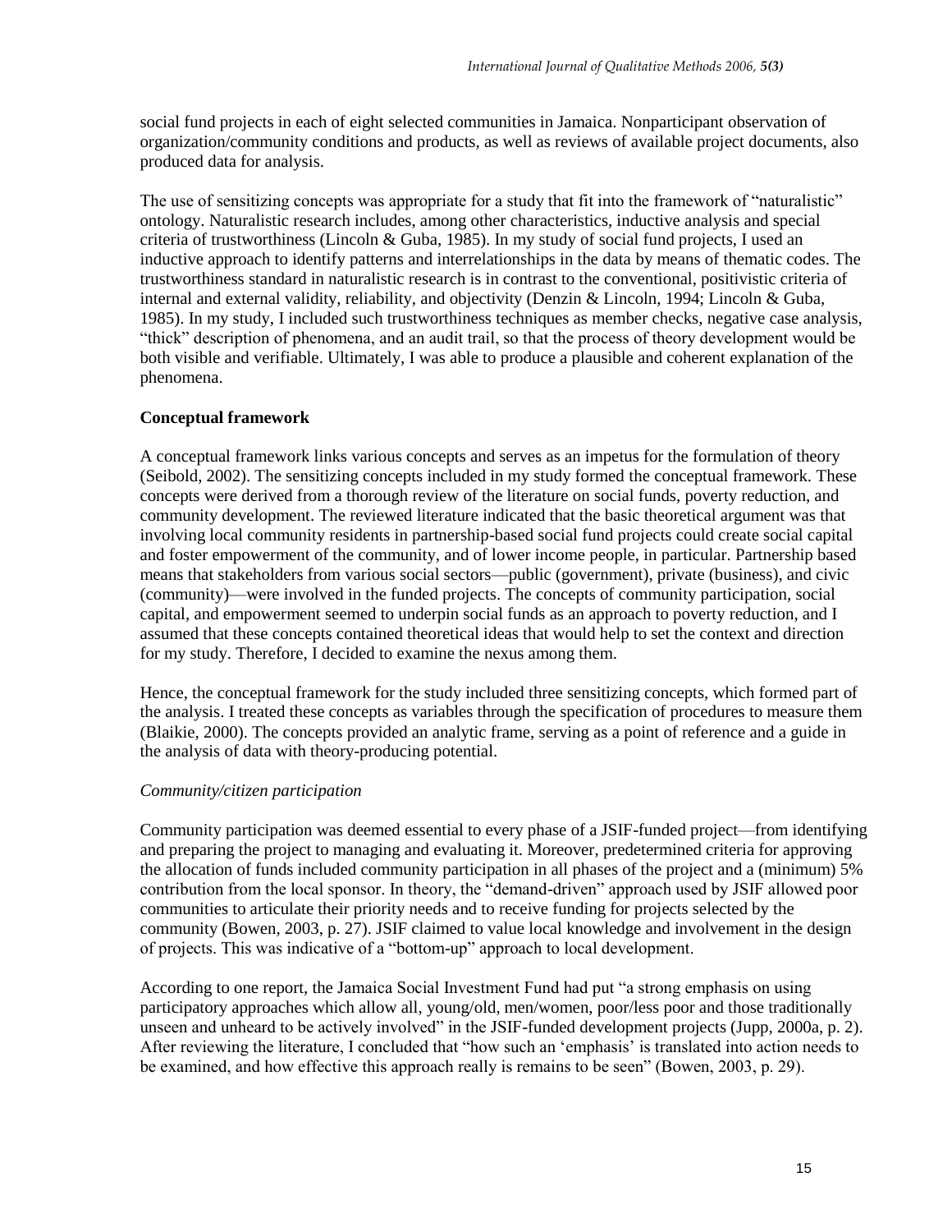social fund projects in each of eight selected communities in Jamaica. Nonparticipant observation of organization/community conditions and products, as well as reviews of available project documents, also produced data for analysis.

The use of sensitizing concepts was appropriate for a study that fit into the framework of "naturalistic" ontology. Naturalistic research includes, among other characteristics, inductive analysis and special criteria of trustworthiness (Lincoln & Guba, 1985). In my study of social fund projects, I used an inductive approach to identify patterns and interrelationships in the data by means of thematic codes. The trustworthiness standard in naturalistic research is in contrast to the conventional, positivistic criteria of internal and external validity, reliability, and objectivity (Denzin & Lincoln, 1994; Lincoln & Guba, 1985). In my study, I included such trustworthiness techniques as member checks, negative case analysis, "thick" description of phenomena, and an audit trail, so that the process of theory development would be both visible and verifiable. Ultimately, I was able to produce a plausible and coherent explanation of the phenomena.

## Conceptual framework

A conceptual framework links various concepts and serves as an impetus for the formulation of theory (Seibold, 2002). The sensitizing concepts included in my study formed the conceptual framework. These concepts were derived from a thorough review of the literature on social funds, poverty reduction, and community development. The reviewed literature indicated that the basic theoretical argument was that involving local community residents in partnership-based social fund projects could create social capital and foster empowerment of the community, and of lower income people, in particular. Partnership based means that stakeholders from various social sectors—public (government), private (business), and civic (community)—were involved in the funded projects. The concepts of community participation, social capital, and empowerment seemed to underpin social funds as an approach to poverty reduction, and I assumed that these concepts contained theoretical ideas that would help to set the context and direction for my study. Therefore, I decided to examine the nexus among them.

Hence, the conceptual framework for the study included three sensitizing concepts, which formed part of the analysis. I treated these concepts as variables through the specification of procedures to measure them (Blaikie, 2000). The concepts provided an analytic frame, serving as a point of reference and a guide in the analysis of data with theory-producing potential.

### *Community/citizen participation*

Community participation was deemed essential to every phase of a JSIF-funded project—from identifying and preparing the project to managing and evaluating it. Moreover, predetermined criteria for approving the allocation of funds included community participation in all phases of the project and a (minimum) 5% contribution from the local sponsor. In theory, the "demand-driven" approach used by JSIF allowed poor communities to articulate their priority needs and to receive funding for projects selected by the community (Bowen, 2003, p. 27). JSIF claimed to value local knowledge and involvement in the design of projects. This was indicative of a "bottom-up" approach to local development.

According to one report, the Jamaica Social Investment Fund had put "a strong emphasis on using participatory approaches which allow all, young/old, men/women, poor/less poor and those traditionally unseen and unheard to be actively involved" in the JSIF-funded development projects (Jupp, 2000a, p. 2). After reviewing the literature, I concluded that "how such an 'emphasis' is translated into action needs to be examined, and how effective this approach really is remains to be seen" (Bowen, 2003, p. 29).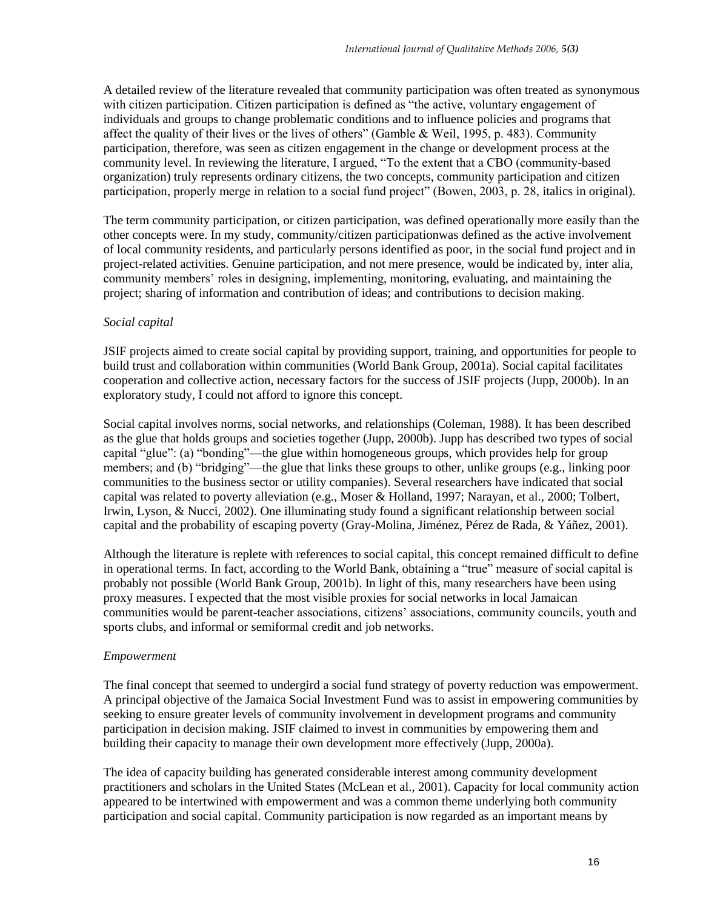A detailed review of the literature revealed that community participation was often treated as synonymous with citizen participation. Citizen participation is defined as "the active, voluntary engagement of individuals and groups to change problematic conditions and to influence policies and programs that affect the quality of their lives or the lives of others" (Gamble & Weil, 1995, p. 483). Community participation, therefore, was seen as citizen engagement in the change or development process at the community level. In reviewing the literature, I argued, "To the extent that a CBO (community-based organization) truly represents ordinary citizens, the two concepts, community participation and citizen participation, properly merge in relation to a social fund project" (Bowen, 2003, p. 28, italics in original).

The term community participation, or citizen participation, was defined operationally more easily than the other concepts were. In my study, community/citizen participationwas defined as the active involvement of local community residents, and particularly persons identified as poor, in the social fund project and in project-related activities. Genuine participation, and not mere presence, would be indicated by, inter alia, community members' roles in designing, implementing, monitoring, evaluating, and maintaining the project; sharing of information and contribution of ideas; and contributions to decision making.

*Social capital*

JSIF projects aimed to create social capital by providing support, training, and opportunities for people to build trust and collaboration within communities (World Bank Group, 2001a). Social capital facilitates cooperation and collective action, necessary factors for the success of JSIF projects (Jupp, 2000b). In an exploratory study, I could not afford to ignore this concept.

Social capital involves norms, social networks, and relationships (Coleman, 1988). It has been described as the glue that holds groups and societies together (Jupp, 2000b). Jupp has described two types of social capital "glue": (a) "bonding"—the glue within homogeneous groups, which provides help for group members; and (b) "bridging"—the glue that links these groups to other, unlike groups (e.g., linking poor communities to the business sector or utility companies). Several researchers have indicated that social capital was related to poverty alleviation (e.g., Moser & Holland, 1997; Narayan, et al., 2000; Tolbert, Irwin, Lyson, & Nucci, 2002). One illuminating study found a significant relationship between social capital and the probability of escaping poverty (Gray-Molina, Jiménez, Pérez de Rada, & Yáñez, 2001).

Although the literature is replete with references to social capital, this concept remained difficult to define in operational terms. In fact, according to the World Bank, obtaining a "true" measure of social capital is probably not possible (World Bank Group, 2001b). In light of this, many researchers have been using proxy measures. I expected that the most visible proxies for social networks in local Jamaican communities would be parent-teacher associations, citizens' associations, community councils, youth and sports clubs, and informal or semiformal credit and job networks.

*Empowerment*

The final concept that seemed to undergird a social fund strategy of poverty reduction was empowerment. A principal objective of the Jamaica Social Investment Fund was to assist in empowering communities by seeking to ensure greater levels of community involvement in development programs and community participation in decision making. JSIF claimed to invest in communities by empowering them and building their capacity to manage their own development more effectively (Jupp, 2000a).

The idea of capacity building has generated considerable interest among community development practitioners and scholars in the United States (McLean et al., 2001). Capacity for local community action appeared to be intertwined with empowerment and was a common theme underlying both community participation and social capital. Community participation is now regarded as an important means by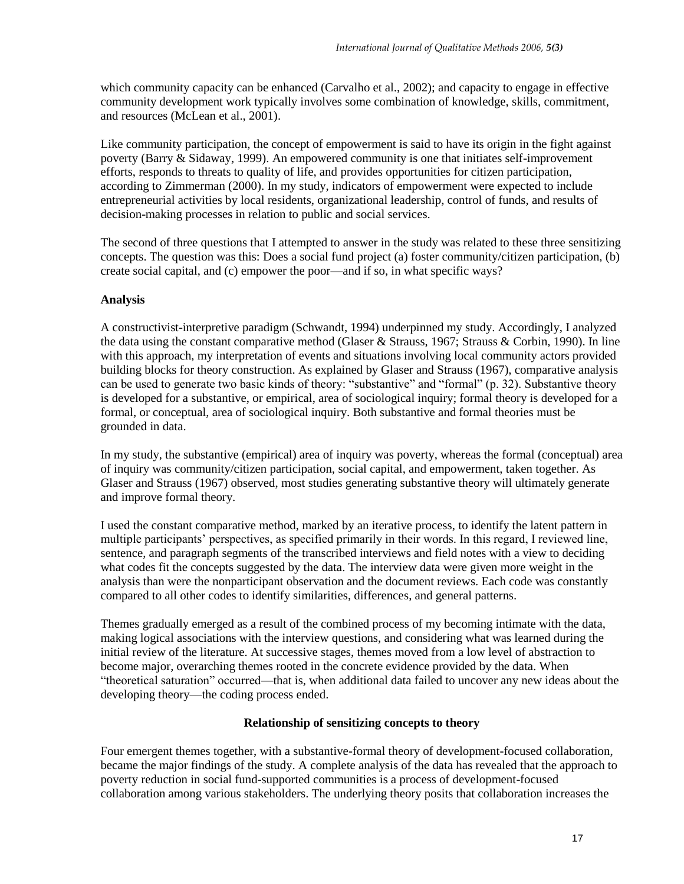which community capacity can be enhanced (Carvalho et al., 2002); and capacity to engage in effective community development work typically involves some combination of knowledge, skills, commitment, and resources (McLean et al., 2001).

Like community participation, the concept of empowerment is said to have its origin in the fight against poverty (Barry & Sidaway, 1999). An empowered community is one that initiates self-improvement efforts, responds to threats to quality of life, and provides opportunities for citizen participation, according to Zimmerman (2000). In my study, indicators of empowerment were expected to include entrepreneurial activities by local residents, organizational leadership, control of funds, and results of decision-making processes in relation to public and social services.

The second of three questions that I attempted to answer in the study was related to these three sensitizing concepts. The question was this: Does a social fund project (a) foster community/citizen participation, (b) create social capital, and (c) empower the poor—and if so, in what specific ways?

### Analysis

A constructivist-interpretive paradigm (Schwandt, 1994) underpinned my study. Accordingly, I analyzed the data using the constant comparative method (Glaser & Strauss, 1967; Strauss & Corbin, 1990). In line with this approach, my interpretation of events and situations involving local community actors provided building blocks for theory construction. As explained by Glaser and Strauss (1967), comparative analysis can be used to generate two basic kinds of theory: "substantive" and "formal" (p. 32). Substantive theory is developed for a substantive, or empirical, area of sociological inquiry; formal theory is developed for a formal, or conceptual, area of sociological inquiry. Both substantive and formal theories must be grounded in data.

In my study, the substantive (empirical) area of inquiry was poverty, whereas the formal (conceptual) area of inquiry was community/citizen participation, social capital, and empowerment, taken together. As Glaser and Strauss (1967) observed, most studies generating substantive theory will ultimately generate and improve formal theory.

I used the constant comparative method, marked by an iterative process, to identify the latent pattern in multiple participants' perspectives, as specified primarily in their words. In this regard, I reviewed line, sentence, and paragraph segments of the transcribed interviews and field notes with a view to deciding what codes fit the concepts suggested by the data. The interview data were given more weight in the analysis than were the nonparticipant observation and the document reviews. Each code was constantly compared to all other codes to identify similarities, differences, and general patterns.

Themes gradually emerged as a result of the combined process of my becoming intimate with the data, making logical associations with the interview questions, and considering what was learned during the initial review of the literature. At successive stages, themes moved from a low level of abstraction to become major, overarching themes rooted in the concrete evidence provided by the data. When "theoretical saturation" occurred—that is, when additional data failed to uncover any new ideas about the developing theory—the coding process ended.

## Relationship of sensitizing concepts to theory

Four emergent themes together, with a substantive-formal theory of development-focused collaboration, became the major findings of the study. A complete analysis of the data has revealed that the approach to poverty reduction in social fund-supported communities is a process of development-focused collaboration among various stakeholders. The underlying theory posits that collaboration increases the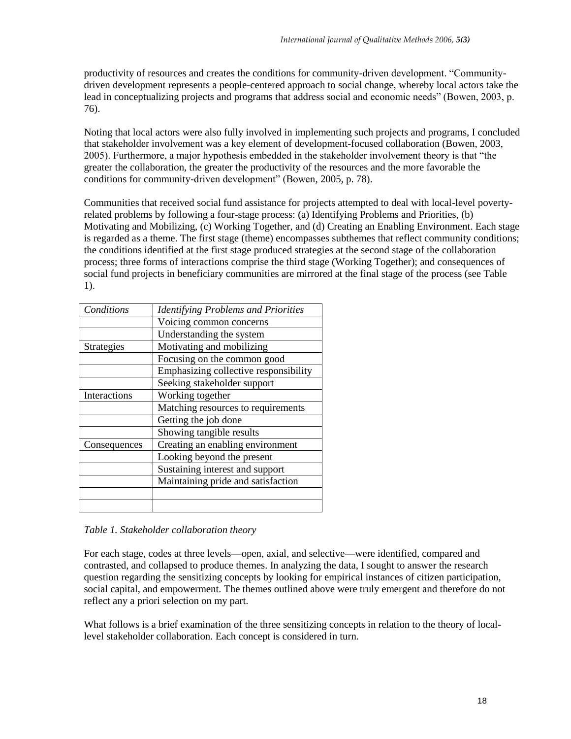productivity of resources and creates the conditions for community-driven development. "Community-driven development represents a people-centered approach to social change, whereby local actors take the lead in conceptualizing projects and programs that address social and economic needs" (Bowen, 2003, p. 76).

Noting that local actors were also fully involved in implementing such projects and programs, I concluded that stakeholder involvement was a key element of development-focused collaboration (Bowen, 2003, 2005). Furthermore, a major hypothesis embedded in the stakeholder involvement theory is that "the greater the collaboration, the greater the productivity of the resources and the more favorable the conditions for community-driven development" (Bowen, 2005, p. 78).

Communities that received social fund assistance for projects attempted to deal with local-level poverty-related problems by following a four-stage process: (a) Identifying Problems and Priorities, (b) Motivating and Mobilizing, (c) Working Together, and (d) Creating an Enabling Environment. Each stage is regarded as a theme. The first stage (theme) encompasses subthemes that reflect community conditions; the conditions identified at the first stage produced strategies at the second stage of the collaboration process; three forms of interactions comprise the third stage (Working Together); and consequences of social fund projects in beneficiary communities are mirrored at the final stage of the process (see Table 1).

| *Conditions* | *Identifying Problems and Priorities* |
|---|---|
| | Voicing common concerns |
| | Understanding the system |
| Strategies | Motivating and mobilizing |
| | Focusing on the common good |
| | Emphasizing collective responsibility |
| | Seeking stakeholder support |
| Interactions | Working together |
| | Matching resources to requirements |
| | Getting the job done |
| | Showing tangible results |
| Consequences | Creating an enabling environment |
| | Looking beyond the present |
| | Sustaining interest and support |
| | Maintaining pride and satisfaction |
| | |
| | |

*Table 1. Stakeholder collaboration theory*

For each stage, codes at three levels—open, axial, and selective—were identified, compared and contrasted, and collapsed to produce themes. In analyzing the data, I sought to answer the research question regarding the sensitizing concepts by looking for empirical instances of citizen participation, social capital, and empowerment. The themes outlined above were truly emergent and therefore do not reflect any a priori selection on my part.

What follows is a brief examination of the three sensitizing concepts in relation to the theory of local-level stakeholder collaboration. Each concept is considered in turn.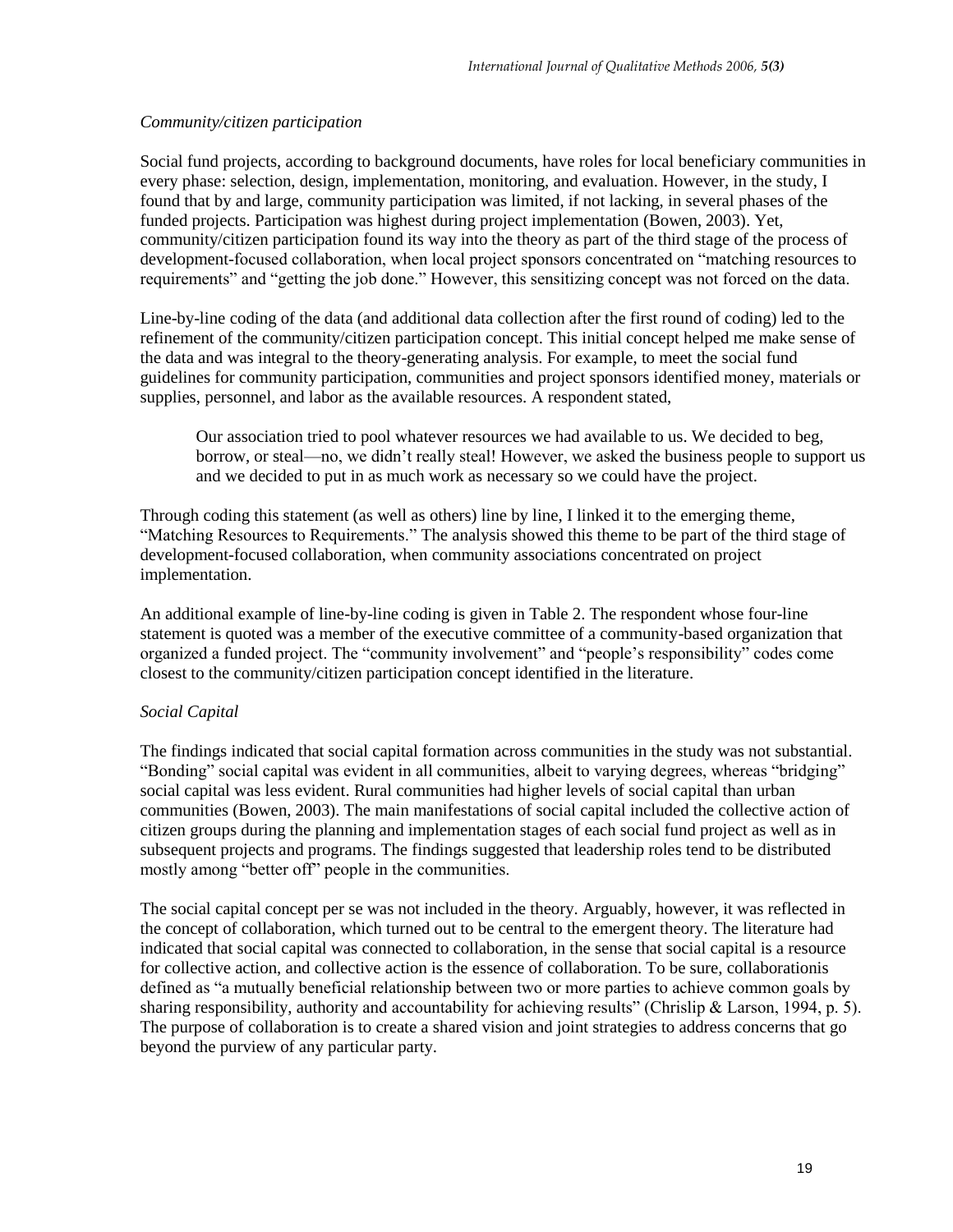*Community/citizen participation*

Social fund projects, according to background documents, have roles for local beneficiary communities in every phase: selection, design, implementation, monitoring, and evaluation. However, in the study, I found that by and large, community participation was limited, if not lacking, in several phases of the funded projects. Participation was highest during project implementation (Bowen, 2003). Yet, community/citizen participation found its way into the theory as part of the third stage of the process of development-focused collaboration, when local project sponsors concentrated on "matching resources to requirements" and "getting the job done." However, this sensitizing concept was not forced on the data.

Line-by-line coding of the data (and additional data collection after the first round of coding) led to the refinement of the community/citizen participation concept. This initial concept helped me make sense of the data and was integral to the theory-generating analysis. For example, to meet the social fund guidelines for community participation, communities and project sponsors identified money, materials or supplies, personnel, and labor as the available resources. A respondent stated,

> Our association tried to pool whatever resources we had available to us. We decided to beg, borrow, or steal—no, we didn't really steal! However, we asked the business people to support us and we decided to put in as much work as necessary so we could have the project.

Through coding this statement (as well as others) line by line, I linked it to the emerging theme, "Matching Resources to Requirements." The analysis showed this theme to be part of the third stage of development-focused collaboration, when community associations concentrated on project implementation.

An additional example of line-by-line coding is given in Table 2. The respondent whose four-line statement is quoted was a member of the executive committee of a community-based organization that organized a funded project. The "community involvement" and "people's responsibility" codes come closest to the community/citizen participation concept identified in the literature.

*Social Capital*

The findings indicated that social capital formation across communities in the study was not substantial. "Bonding" social capital was evident in all communities, albeit to varying degrees, whereas "bridging" social capital was less evident. Rural communities had higher levels of social capital than urban communities (Bowen, 2003). The main manifestations of social capital included the collective action of citizen groups during the planning and implementation stages of each social fund project as well as in subsequent projects and programs. The findings suggested that leadership roles tend to be distributed mostly among "better off" people in the communities.

The social capital concept per se was not included in the theory. Arguably, however, it was reflected in the concept of collaboration, which turned out to be central to the emergent theory. The literature had indicated that social capital was connected to collaboration, in the sense that social capital is a resource for collective action, and collective action is the essence of collaboration. To be sure, collaborationis defined as "a mutually beneficial relationship between two or more parties to achieve common goals by sharing responsibility, authority and accountability for achieving results" (Chrislip & Larson, 1994, p. 5). The purpose of collaboration is to create a shared vision and joint strategies to address concerns that go beyond the purview of any particular party.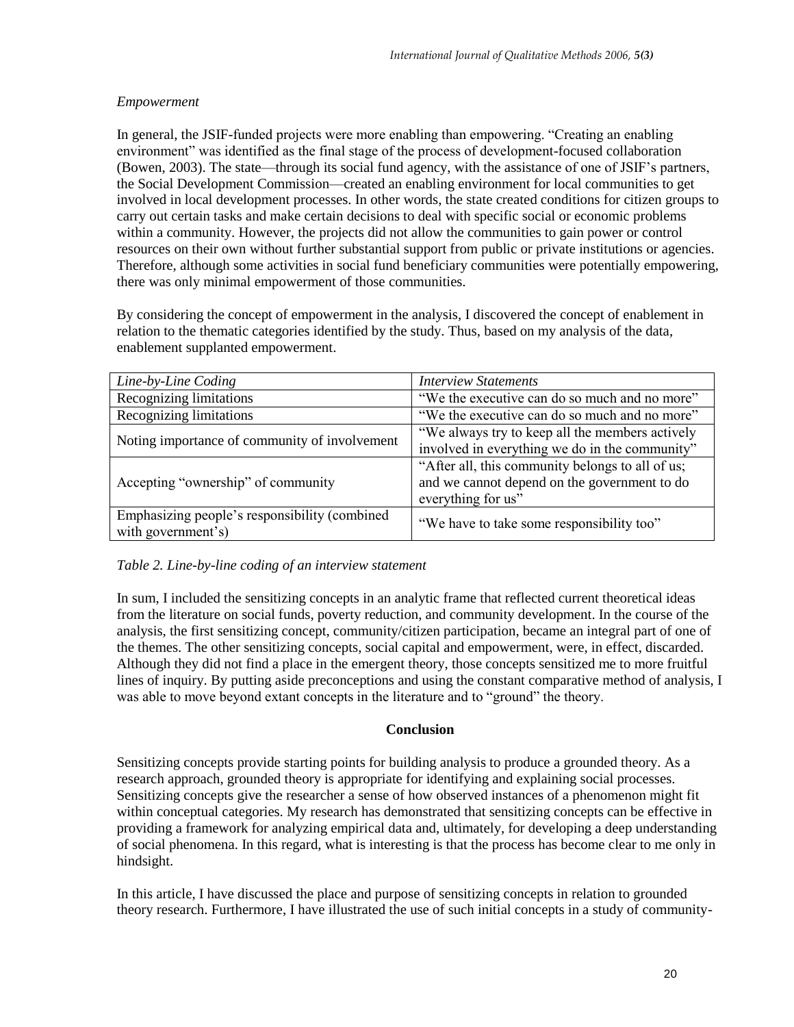*Empowerment*

In general, the JSIF-funded projects were more enabling than empowering. "Creating an enabling environment" was identified as the final stage of the process of development-focused collaboration (Bowen, 2003). The state—through its social fund agency, with the assistance of one of JSIF's partners, the Social Development Commission—created an enabling environment for local communities to get involved in local development processes. In other words, the state created conditions for citizen groups to carry out certain tasks and make certain decisions to deal with specific social or economic problems within a community. However, the projects did not allow the communities to gain power or control resources on their own without further substantial support from public or private institutions or agencies. Therefore, although some activities in social fund beneficiary communities were potentially empowering, there was only minimal empowerment of those communities.

By considering the concept of empowerment in the analysis, I discovered the concept of enablement in relation to the thematic categories identified by the study. Thus, based on my analysis of the data, enablement supplanted empowerment.

| *Line-by-Line Coding* | *Interview Statements* |
|---|---|
| Recognizing limitations | "We the executive can do so much and no more" |
| Recognizing limitations | "We the executive can do so much and no more" |
| Noting importance of community of involvement | "We always try to keep all the members actively involved in everything we do in the community" |
| Accepting "ownership" of community | "After all, this community belongs to all of us; and we cannot depend on the government to do everything for us" |
| Emphasizing people's responsibility (combined with government's) | "We have to take some responsibility too" |

*Table 2. Line-by-line coding of an interview statement*

In sum, I included the sensitizing concepts in an analytic frame that reflected current theoretical ideas from the literature on social funds, poverty reduction, and community development. In the course of the analysis, the first sensitizing concept, community/citizen participation, became an integral part of one of the themes. The other sensitizing concepts, social capital and empowerment, were, in effect, discarded. Although they did not find a place in the emergent theory, those concepts sensitized me to more fruitful lines of inquiry. By putting aside preconceptions and using the constant comparative method of analysis, I was able to move beyond extant concepts in the literature and to "ground" the theory.

## Conclusion

Sensitizing concepts provide starting points for building analysis to produce a grounded theory. As a research approach, grounded theory is appropriate for identifying and explaining social processes. Sensitizing concepts give the researcher a sense of how observed instances of a phenomenon might fit within conceptual categories. My research has demonstrated that sensitizing concepts can be effective in providing a framework for analyzing empirical data and, ultimately, for developing a deep understanding of social phenomena. In this regard, what is interesting is that the process has become clear to me only in hindsight.

In this article, I have discussed the place and purpose of sensitizing concepts in relation to grounded theory research. Furthermore, I have illustrated the use of such initial concepts in a study of community-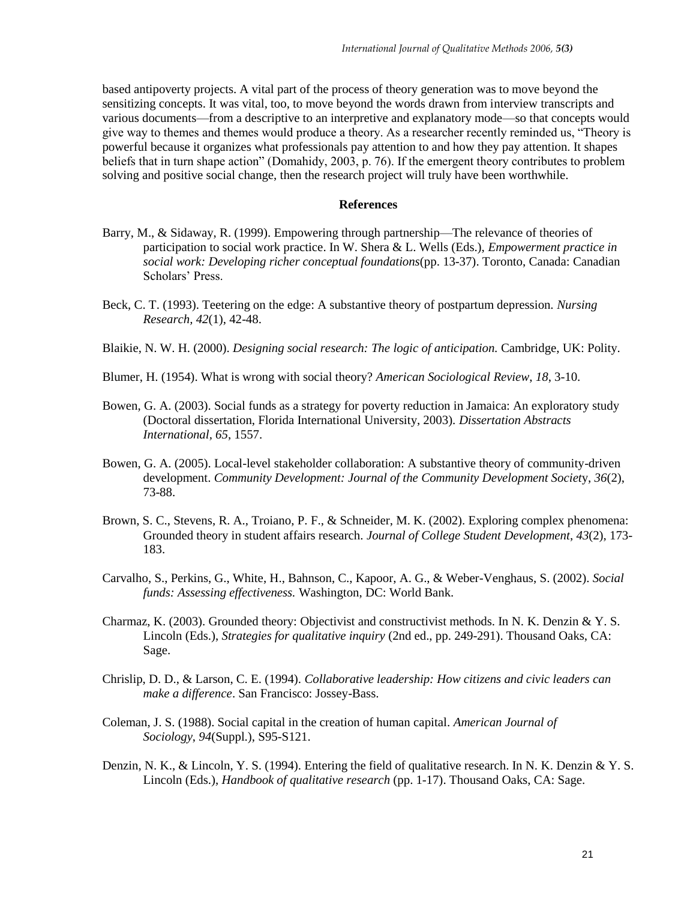based antipoverty projects. A vital part of the process of theory generation was to move beyond the sensitizing concepts. It was vital, too, to move beyond the words drawn from interview transcripts and various documents—from a descriptive to an interpretive and explanatory mode—so that concepts would give way to themes and themes would produce a theory. As a researcher recently reminded us, "Theory is powerful because it organizes what professionals pay attention to and how they pay attention. It shapes beliefs that in turn shape action" (Domahidy, 2003, p. 76). If the emergent theory contributes to problem solving and positive social change, then the research project will truly have been worthwhile.

## References

Barry, M., & Sidaway, R. (1999). Empowering through partnership—The relevance of theories of participation to social work practice. In W. Shera & L. Wells (Eds.), *Empowerment practice in social work: Developing richer conceptual foundations*(pp. 13-37). Toronto, Canada: Canadian Scholars' Press.

Beck, C. T. (1993). Teetering on the edge: A substantive theory of postpartum depression. *Nursing Research, 42*(1), 42-48.

Blaikie, N. W. H. (2000). *Designing social research: The logic of anticipation.* Cambridge, UK: Polity.

Blumer, H. (1954). What is wrong with social theory? *American Sociological Review*, *18*, 3-10.

Bowen, G. A. (2003). Social funds as a strategy for poverty reduction in Jamaica: An exploratory study (Doctoral dissertation, Florida International University, 2003). *Dissertation Abstracts International*, *65*, 1557.

Bowen, G. A. (2005). Local-level stakeholder collaboration: A substantive theory of community-driven development. *Community Development: Journal of the Community Development Society*, *36*(2), 73-88.

Brown, S. C., Stevens, R. A., Troiano, P. F., & Schneider, M. K. (2002). Exploring complex phenomena: Grounded theory in student affairs research. *Journal of College Student Development*, *43*(2), 173-183.

Carvalho, S., Perkins, G., White, H., Bahnson, C., Kapoor, A. G., & Weber-Venghaus, S. (2002). *Social funds: Assessing effectiveness.* Washington, DC: World Bank.

Charmaz, K. (2003). Grounded theory: Objectivist and constructivist methods. In N. K. Denzin & Y. S. Lincoln (Eds.), *Strategies for qualitative inquiry* (2nd ed., pp. 249-291). Thousand Oaks, CA: Sage.

Chrislip, D. D., & Larson, C. E. (1994). *Collaborative leadership: How citizens and civic leaders can make a difference*. San Francisco: Jossey-Bass.

Coleman, J. S. (1988). Social capital in the creation of human capital. *American Journal of Sociology*, *94*(Suppl.), S95-S121.

Denzin, N. K., & Lincoln, Y. S. (1994). Entering the field of qualitative research. In N. K. Denzin & Y. S. Lincoln (Eds.), *Handbook of qualitative research* (pp. 1-17). Thousand Oaks, CA: Sage.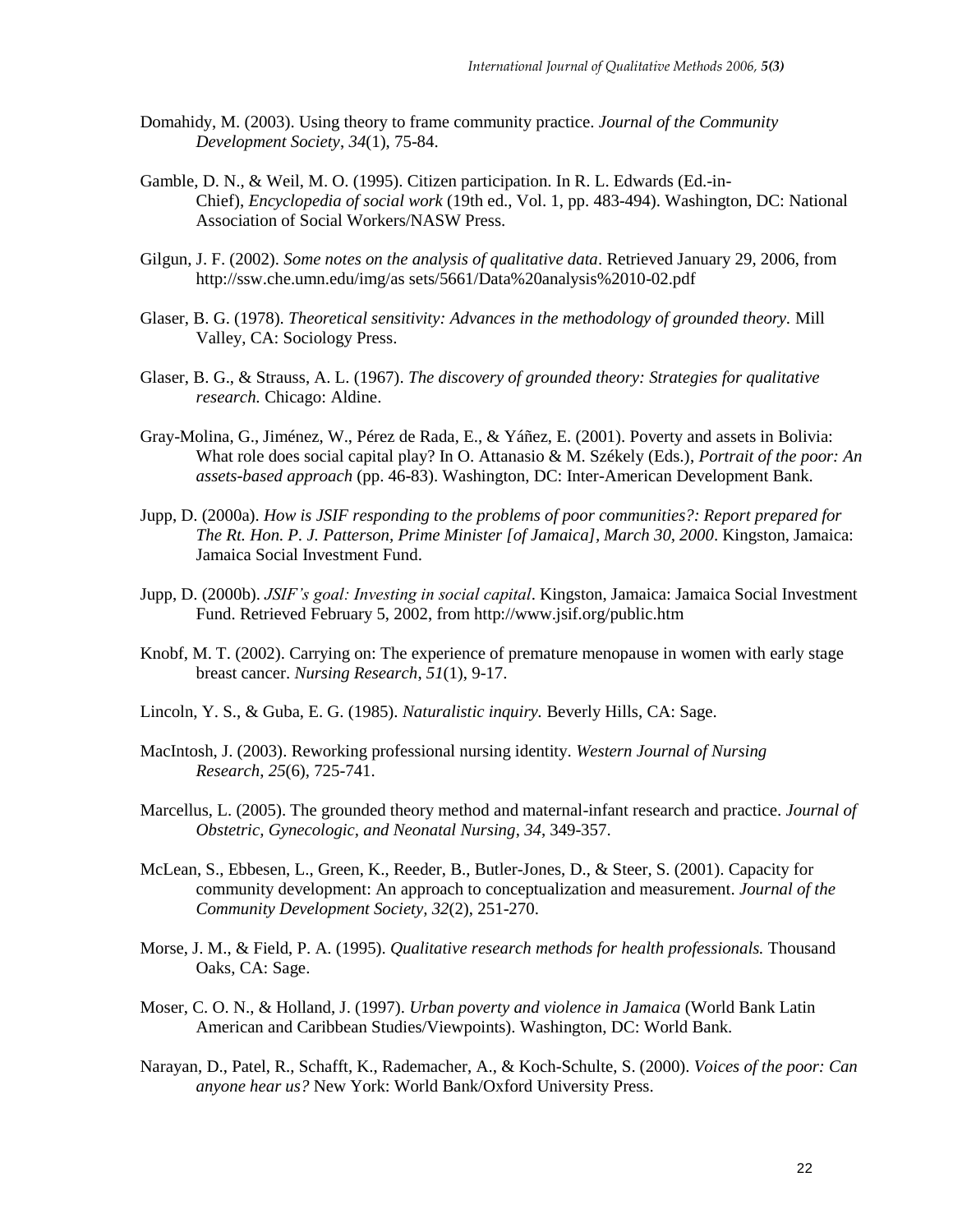Domahidy, M. (2003). Using theory to frame community practice. *Journal of the Community Development Society*, *34*(1), 75-84.

Gamble, D. N., & Weil, M. O. (1995). Citizen participation. In R. L. Edwards (Ed.-in-Chief), *Encyclopedia of social work* (19th ed., Vol. 1, pp. 483-494). Washington, DC: National Association of Social Workers/NASW Press.

Gilgun, J. F. (2002). *Some notes on the analysis of qualitative data*. Retrieved January 29, 2006, from http://ssw.che.umn.edu/img/as sets/5661/Data%20analysis%2010-02.pdf

Glaser, B. G. (1978). *Theoretical sensitivity: Advances in the methodology of grounded theory.* Mill Valley, CA: Sociology Press.

Glaser, B. G., & Strauss, A. L. (1967). *The discovery of grounded theory: Strategies for qualitative research.* Chicago: Aldine.

Gray-Molina, G., Jiménez, W., Pérez de Rada, E., & Yáñez, E. (2001). Poverty and assets in Bolivia: What role does social capital play? In O. Attanasio & M. Székely (Eds.), *Portrait of the poor: An assets-based approach* (pp. 46-83). Washington, DC: Inter-American Development Bank.

Jupp, D. (2000a). *How is JSIF responding to the problems of poor communities?: Report prepared for The Rt. Hon. P. J. Patterson, Prime Minister [of Jamaica], March 30, 2000*. Kingston, Jamaica: Jamaica Social Investment Fund.

Jupp, D. (2000b). *JSIF's goal: Investing in social capital*. Kingston, Jamaica: Jamaica Social Investment Fund. Retrieved February 5, 2002, from http://www.jsif.org/public.htm

Knobf, M. T. (2002). Carrying on: The experience of premature menopause in women with early stage breast cancer. *Nursing Research*, *51*(1), 9-17.

Lincoln, Y. S., & Guba, E. G. (1985). *Naturalistic inquiry.* Beverly Hills, CA: Sage.

MacIntosh, J. (2003). Reworking professional nursing identity. *Western Journal of Nursing Research*, *25*(6), 725-741.

Marcellus, L. (2005). The grounded theory method and maternal-infant research and practice. *Journal of Obstetric, Gynecologic, and Neonatal Nursing*, *34*, 349-357.

McLean, S., Ebbesen, L., Green, K., Reeder, B., Butler-Jones, D., & Steer, S. (2001). Capacity for community development: An approach to conceptualization and measurement. *Journal of the Community Development Society*, *32*(2), 251-270.

Morse, J. M., & Field, P. A. (1995). *Qualitative research methods for health professionals.* Thousand Oaks, CA: Sage.

Moser, C. O. N., & Holland, J. (1997). *Urban poverty and violence in Jamaica* (World Bank Latin American and Caribbean Studies/Viewpoints). Washington, DC: World Bank.

Narayan, D., Patel, R., Schafft, K., Rademacher, A., & Koch-Schulte, S. (2000). *Voices of the poor: Can anyone hear us?* New York: World Bank/Oxford University Press.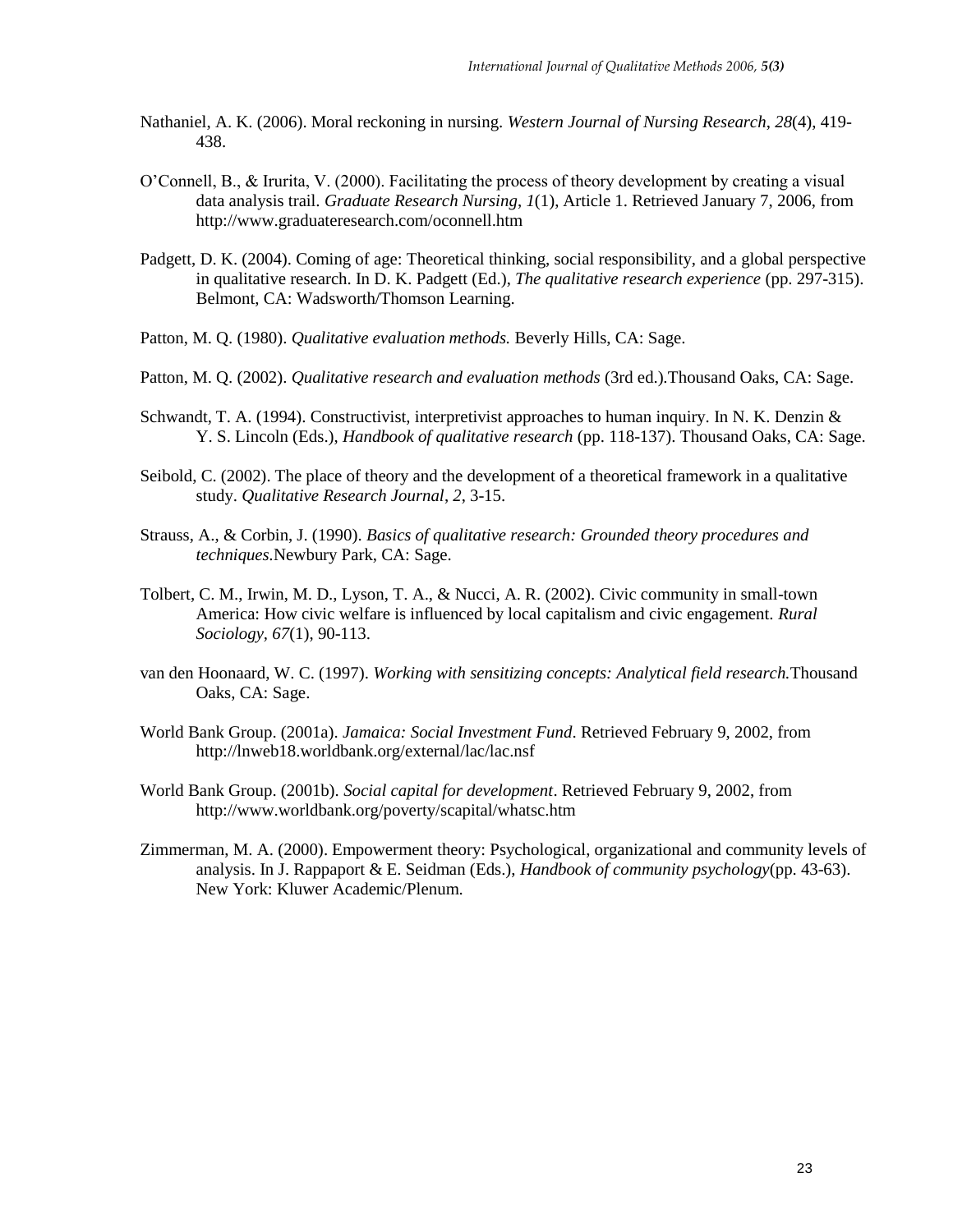Nathaniel, A. K. (2006). Moral reckoning in nursing. *Western Journal of Nursing Research*, *28*(4), 419-438.

O'Connell, B., & Irurita, V. (2000). Facilitating the process of theory development by creating a visual data analysis trail. *Graduate Research Nursing*, *1*(1), Article 1. Retrieved January 7, 2006, from http://www.graduateresearch.com/oconnell.htm

Padgett, D. K. (2004). Coming of age: Theoretical thinking, social responsibility, and a global perspective in qualitative research. In D. K. Padgett (Ed.), *The qualitative research experience* (pp. 297-315). Belmont, CA: Wadsworth/Thomson Learning.

Patton, M. Q. (1980). *Qualitative evaluation methods.* Beverly Hills, CA: Sage.

Patton, M. Q. (2002). *Qualitative research and evaluation methods* (3rd ed.).Thousand Oaks, CA: Sage.

Schwandt, T. A. (1994). Constructivist, interpretivist approaches to human inquiry. In N. K. Denzin & Y. S. Lincoln (Eds.), *Handbook of qualitative research* (pp. 118-137). Thousand Oaks, CA: Sage.

Seibold, C. (2002). The place of theory and the development of a theoretical framework in a qualitative study. *Qualitative Research Journal*, *2*, 3-15.

Strauss, A., & Corbin, J. (1990). *Basics of qualitative research: Grounded theory procedures and techniques.*Newbury Park, CA: Sage.

Tolbert, C. M., Irwin, M. D., Lyson, T. A., & Nucci, A. R. (2002). Civic community in small-town America: How civic welfare is influenced by local capitalism and civic engagement. *Rural Sociology*, *67*(1), 90-113.

van den Hoonaard, W. C. (1997). *Working with sensitizing concepts: Analytical field research.*Thousand Oaks, CA: Sage.

World Bank Group. (2001a). *Jamaica: Social Investment Fund*. Retrieved February 9, 2002, from http://lnweb18.worldbank.org/external/lac/lac.nsf

World Bank Group. (2001b). *Social capital for development*. Retrieved February 9, 2002, from http://www.worldbank.org/poverty/scapital/whatsc.htm

Zimmerman, M. A. (2000). Empowerment theory: Psychological, organizational and community levels of analysis. In J. Rappaport & E. Seidman (Eds.), *Handbook of community psychology*(pp. 43-63). New York: Kluwer Academic/Plenum.